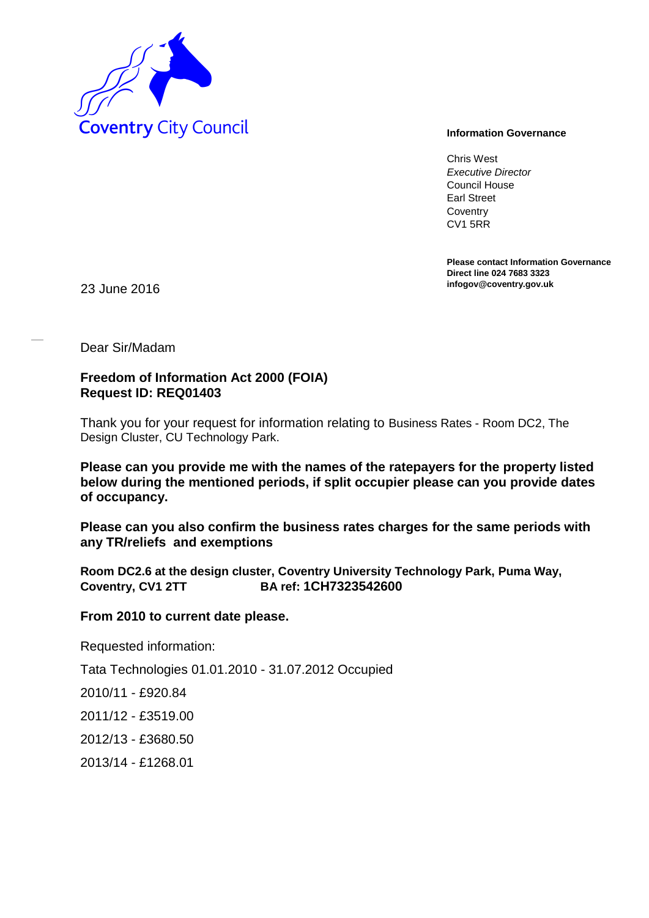Coventry City Council

**Information Governance**

Chris West
*Executive Director*
Council House
Earl Street
Coventry
CV1 5RR

**Please contact Information Governance**
**Direct line 024 7683 3323**
**infogov@coventry.gov.uk**

23 June 2016

Dear Sir/Madam

**Freedom of Information Act 2000 (FOIA)**
**Request ID: REQ01403**

Thank you for your request for information relating to Business Rates - Room DC2, The Design Cluster, CU Technology Park.

**Please can you provide me with the names of the ratepayers for the property listed below during the mentioned periods, if split occupier please can you provide dates of occupancy.**

**Please can you also confirm the business rates charges for the same periods with any TR/reliefs and exemptions**

**Room DC2.6 at the design cluster, Coventry University Technology Park, Puma Way, Coventry, CV1 2TT BA ref: 1CH7323542600**

**From 2010 to current date please.**

Requested information:

Tata Technologies 01.01.2010 - 31.07.2012 Occupied

2010/11 - £920.84

2011/12 - £3519.00

2012/13 - £3680.50

2013/14 - £1268.01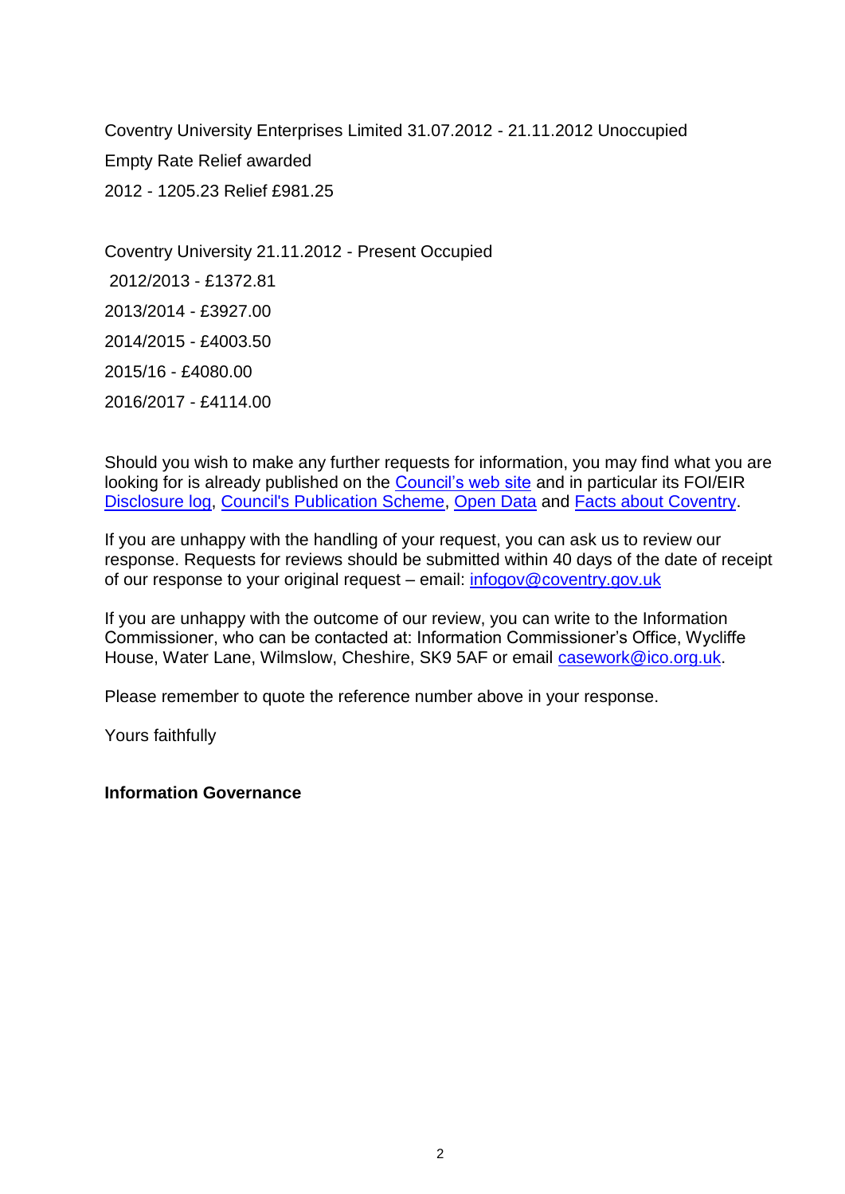Coventry University Enterprises Limited 31.07.2012 - 21.11.2012 Unoccupied

Empty Rate Relief awarded

2012 - 1205.23 Relief £981.25

Coventry University 21.11.2012 - Present Occupied

2012/2013 - £1372.81

2013/2014 - £3927.00

2014/2015 - £4003.50

2015/16 - £4080.00

2016/2017 - £4114.00

Should you wish to make any further requests for information, you may find what you are looking for is already published on the Council's web site and in particular its FOI/EIR Disclosure log, Council's Publication Scheme, Open Data and Facts about Coventry.

If you are unhappy with the handling of your request, you can ask us to review our response. Requests for reviews should be submitted within 40 days of the date of receipt of our response to your original request – email: infogov@coventry.gov.uk

If you are unhappy with the outcome of our review, you can write to the Information Commissioner, who can be contacted at: Information Commissioner's Office, Wycliffe House, Water Lane, Wilmslow, Cheshire, SK9 5AF or email casework@ico.org.uk.

Please remember to quote the reference number above in your response.

Yours faithfully

**Information Governance**